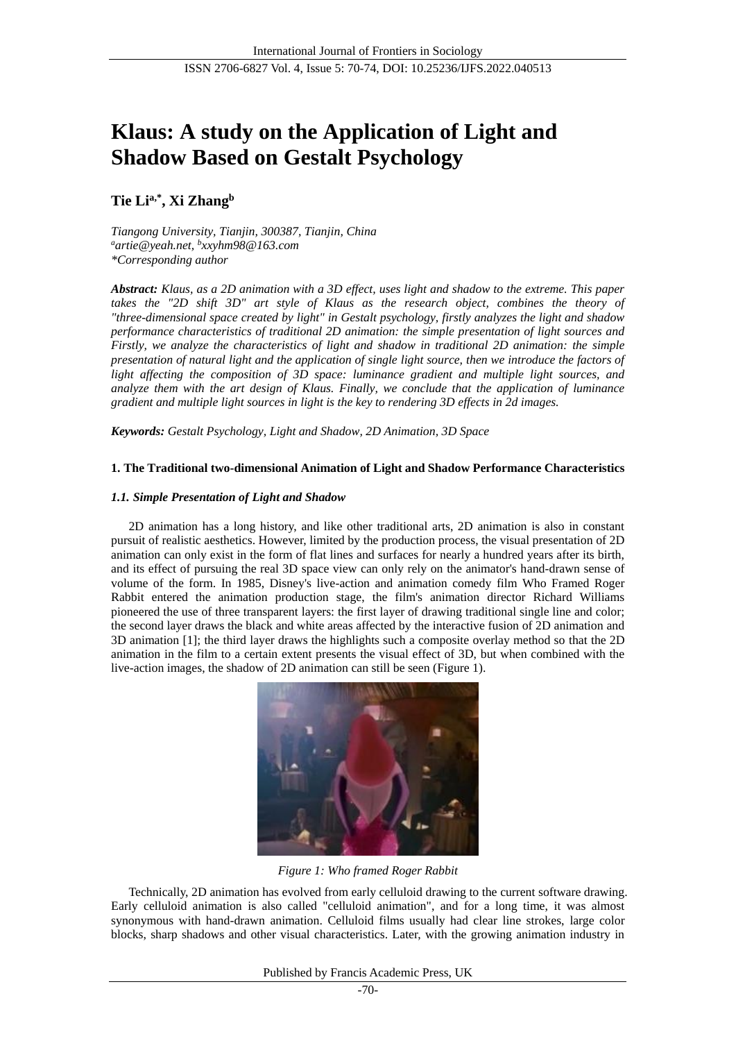# Klaus: A study on the Application of Light and Shadow Based on Gestalt Psychology

**Tie Li[a,*], Xi Zhang[b]**

*Tiangong University, Tianjin, 300387, Tianjin, China*
*[a]artie@yeah.net, [b]xxyhm98@163.com*
*\*Corresponding author*

***Abstract:*** *Klaus, as a 2D animation with a 3D effect, uses light and shadow to the extreme. This paper takes the "2D shift 3D" art style of Klaus as the research object, combines the theory of "three-dimensional space created by light" in Gestalt psychology, firstly analyzes the light and shadow performance characteristics of traditional 2D animation: the simple presentation of light sources and Firstly, we analyze the characteristics of light and shadow in traditional 2D animation: the simple presentation of natural light and the application of single light source, then we introduce the factors of light affecting the composition of 3D space: luminance gradient and multiple light sources, and analyze them with the art design of Klaus. Finally, we conclude that the application of luminance gradient and multiple light sources in light is the key to rendering 3D effects in 2d images.*

***Keywords:*** *Gestalt Psychology, Light and Shadow, 2D Animation, 3D Space*

## 1. The Traditional two-dimensional Animation of Light and Shadow Performance Characteristics

### *1.1. Simple Presentation of Light and Shadow*

2D animation has a long history, and like other traditional arts, 2D animation is also in constant pursuit of realistic aesthetics. However, limited by the production process, the visual presentation of 2D animation can only exist in the form of flat lines and surfaces for nearly a hundred years after its birth, and its effect of pursuing the real 3D space view can only rely on the animator's hand-drawn sense of volume of the form. In 1985, Disney's live-action and animation comedy film Who Framed Roger Rabbit entered the animation production stage, the film's animation director Richard Williams pioneered the use of three transparent layers: the first layer of drawing traditional single line and color; the second layer draws the black and white areas affected by the interactive fusion of 2D animation and 3D animation [1]; the third layer draws the highlights such a composite overlay method so that the 2D animation in the film to a certain extent presents the visual effect of 3D, but when combined with the live-action images, the shadow of 2D animation can still be seen (Figure 1).

*Figure 1: Who framed Roger Rabbit*

Technically, 2D animation has evolved from early celluloid drawing to the current software drawing. Early celluloid animation is also called "celluloid animation", and for a long time, it was almost synonymous with hand-drawn animation. Celluloid films usually had clear line strokes, large color blocks, sharp shadows and other visual characteristics. Later, with the growing animation industry in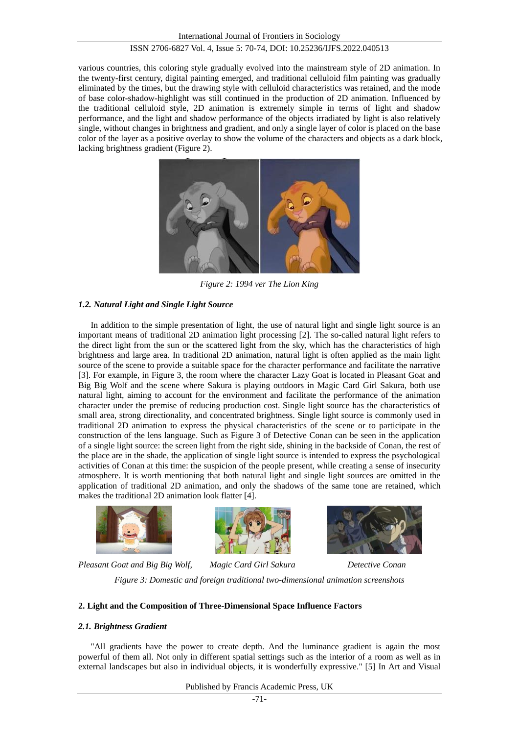various countries, this coloring style gradually evolved into the mainstream style of 2D animation. In the twenty-first century, digital painting emerged, and traditional celluloid film painting was gradually eliminated by the times, but the drawing style with celluloid characteristics was retained, and the mode of base color-shadow-highlight was still continued in the production of 2D animation. Influenced by the traditional celluloid style, 2D animation is extremely simple in terms of light and shadow performance, and the light and shadow performance of the objects irradiated by light is also relatively single, without changes in brightness and gradient, and only a single layer of color is placed on the base color of the layer as a positive overlay to show the volume of the characters and objects as a dark block, lacking brightness gradient (Figure 2).

*Figure 2: 1994 ver The Lion King*

### *1.2. Natural Light and Single Light Source*

In addition to the simple presentation of light, the use of natural light and single light source is an important means of traditional 2D animation light processing [2]. The so-called natural light refers to the direct light from the sun or the scattered light from the sky, which has the characteristics of high brightness and large area. In traditional 2D animation, natural light is often applied as the main light source of the scene to provide a suitable space for the character performance and facilitate the narrative [3]. For example, in Figure 3, the room where the character Lazy Goat is located in Pleasant Goat and Big Big Wolf and the scene where Sakura is playing outdoors in Magic Card Girl Sakura, both use natural light, aiming to account for the environment and facilitate the performance of the animation character under the premise of reducing production cost. Single light source has the characteristics of small area, strong directionality, and concentrated brightness. Single light source is commonly used in traditional 2D animation to express the physical characteristics of the scene or to participate in the construction of the lens language. Such as Figure 3 of Detective Conan can be seen in the application of a single light source: the screen light from the right side, shining in the backside of Conan, the rest of the place are in the shade, the application of single light source is intended to express the psychological activities of Conan at this time: the suspicion of the people present, while creating a sense of insecurity atmosphere. It is worth mentioning that both natural light and single light sources are omitted in the application of traditional 2D animation, and only the shadows of the same tone are retained, which makes the traditional 2D animation look flatter [4].

*Pleasant Goat and Big Big Wolf,* *Magic Card Girl Sakura* *Detective Conan*

*Figure 3: Domestic and foreign traditional two-dimensional animation screenshots*

## **2. Light and the Composition of Three-Dimensional Space Influence Factors**

### *2.1. Brightness Gradient*

"All gradients have the power to create depth. And the luminance gradient is again the most powerful of them all. Not only in different spatial settings such as the interior of a room as well as in external landscapes but also in individual objects, it is wonderfully expressive." [5] In Art and Visual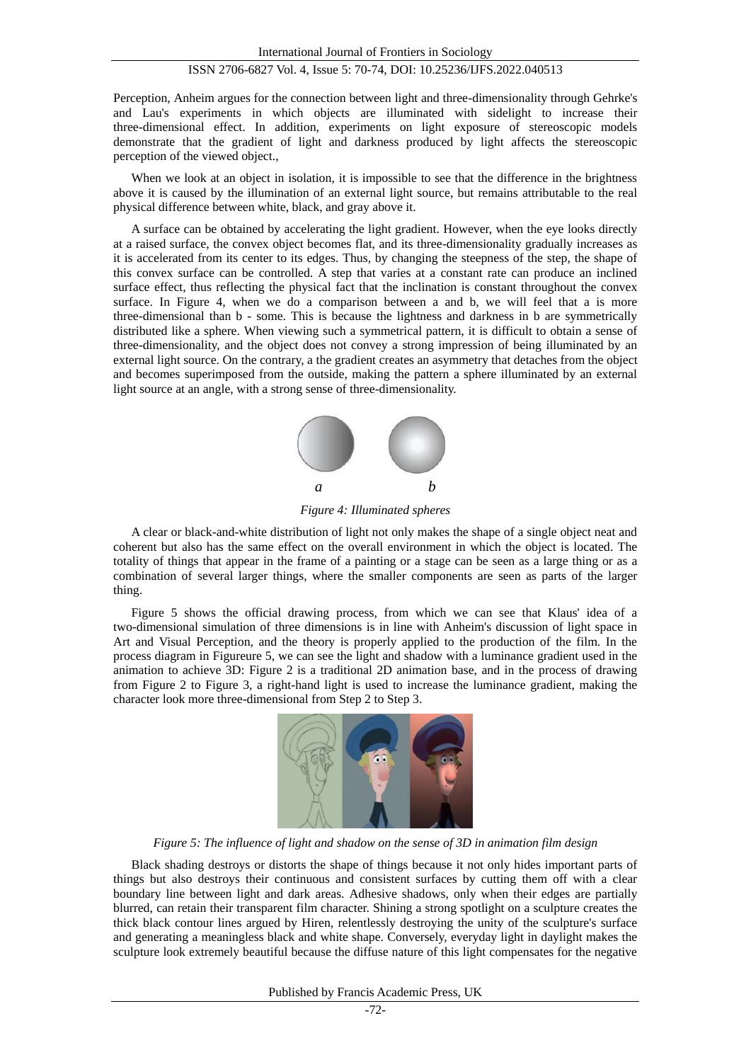Perception, Anheim argues for the connection between light and three-dimensionality through Gehrke's and Lau's experiments in which objects are illuminated with sidelight to increase their three-dimensional effect. In addition, experiments on light exposure of stereoscopic models demonstrate that the gradient of light and darkness produced by light affects the stereoscopic perception of the viewed object.,

When we look at an object in isolation, it is impossible to see that the difference in the brightness above it is caused by the illumination of an external light source, but remains attributable to the real physical difference between white, black, and gray above it.

A surface can be obtained by accelerating the light gradient. However, when the eye looks directly at a raised surface, the convex object becomes flat, and its three-dimensionality gradually increases as it is accelerated from its center to its edges. Thus, by changing the steepness of the step, the shape of this convex surface can be controlled. A step that varies at a constant rate can produce an inclined surface effect, thus reflecting the physical fact that the inclination is constant throughout the convex surface. In Figure 4, when we do a comparison between a and b, we will feel that a is more three-dimensional than b - some. This is because the lightness and darkness in b are symmetrically distributed like a sphere. When viewing such a symmetrical pattern, it is difficult to obtain a sense of three-dimensionality, and the object does not convey a strong impression of being illuminated by an external light source. On the contrary, a the gradient creates an asymmetry that detaches from the object and becomes superimposed from the outside, making the pattern a sphere illuminated by an external light source at an angle, with a strong sense of three-dimensionality.

*a* *b*

*Figure 4: Illuminated spheres*

A clear or black-and-white distribution of light not only makes the shape of a single object neat and coherent but also has the same effect on the overall environment in which the object is located. The totality of things that appear in the frame of a painting or a stage can be seen as a large thing or as a combination of several larger things, where the smaller components are seen as parts of the larger thing.

Figure 5 shows the official drawing process, from which we can see that Klaus' idea of a two-dimensional simulation of three dimensions is in line with Anheim's discussion of light space in Art and Visual Perception, and the theory is properly applied to the production of the film. In the process diagram in Figureure 5, we can see the light and shadow with a luminance gradient used in the animation to achieve 3D: Figure 2 is a traditional 2D animation base, and in the process of drawing from Figure 2 to Figure 3, a right-hand light is used to increase the luminance gradient, making the character look more three-dimensional from Step 2 to Step 3.

*Figure 5: The influence of light and shadow on the sense of 3D in animation film design*

Black shading destroys or distorts the shape of things because it not only hides important parts of things but also destroys their continuous and consistent surfaces by cutting them off with a clear boundary line between light and dark areas. Adhesive shadows, only when their edges are partially blurred, can retain their transparent film character. Shining a strong spotlight on a sculpture creates the thick black contour lines argued by Hiren, relentlessly destroying the unity of the sculpture's surface and generating a meaningless black and white shape. Conversely, everyday light in daylight makes the sculpture look extremely beautiful because the diffuse nature of this light compensates for the negative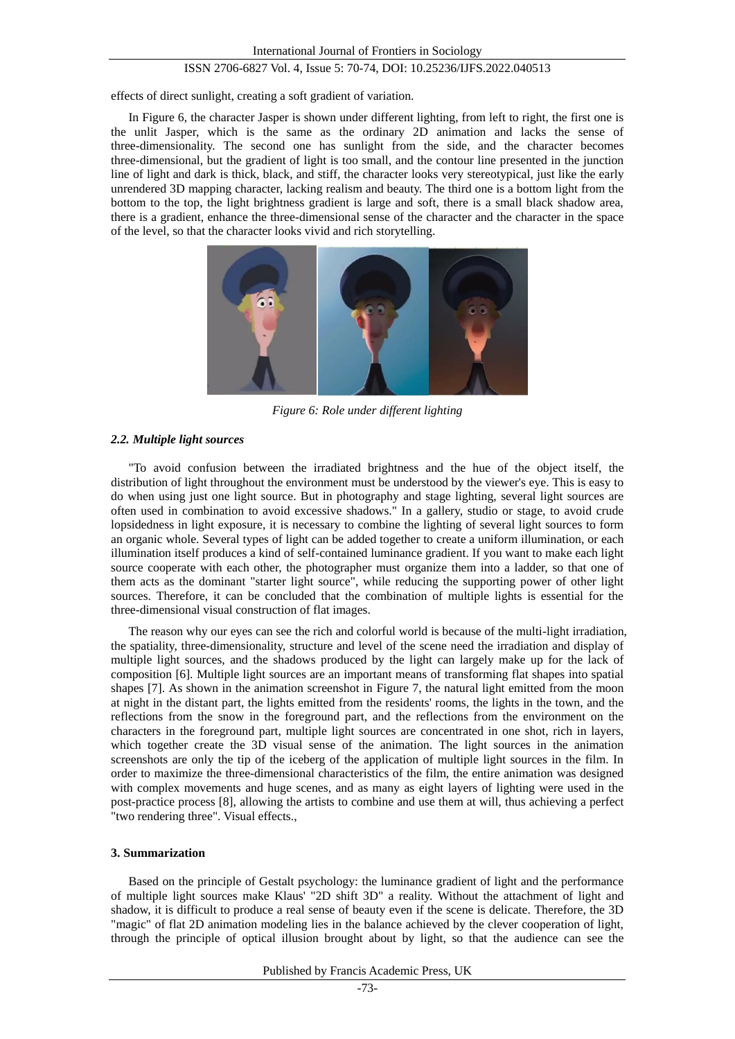effects of direct sunlight, creating a soft gradient of variation.

In Figure 6, the character Jasper is shown under different lighting, from left to right, the first one is the unlit Jasper, which is the same as the ordinary 2D animation and lacks the sense of three-dimensionality. The second one has sunlight from the side, and the character becomes three-dimensional, but the gradient of light is too small, and the contour line presented in the junction line of light and dark is thick, black, and stiff, the character looks very stereotypical, just like the early unrendered 3D mapping character, lacking realism and beauty. The third one is a bottom light from the bottom to the top, the light brightness gradient is large and soft, there is a small black shadow area, there is a gradient, enhance the three-dimensional sense of the character and the character in the space of the level, so that the character looks vivid and rich storytelling.

*Figure 6: Role under different lighting*

### *2.2. Multiple light sources*

"To avoid confusion between the irradiated brightness and the hue of the object itself, the distribution of light throughout the environment must be understood by the viewer's eye. This is easy to do when using just one light source. But in photography and stage lighting, several light sources are often used in combination to avoid excessive shadows." In a gallery, studio or stage, to avoid crude lopsidedness in light exposure, it is necessary to combine the lighting of several light sources to form an organic whole. Several types of light can be added together to create a uniform illumination, or each illumination itself produces a kind of self-contained luminance gradient. If you want to make each light source cooperate with each other, the photographer must organize them into a ladder, so that one of them acts as the dominant "starter light source", while reducing the supporting power of other light sources. Therefore, it can be concluded that the combination of multiple lights is essential for the three-dimensional visual construction of flat images.

The reason why our eyes can see the rich and colorful world is because of the multi-light irradiation, the spatiality, three-dimensionality, structure and level of the scene need the irradiation and display of multiple light sources, and the shadows produced by the light can largely make up for the lack of composition [6]. Multiple light sources are an important means of transforming flat shapes into spatial shapes [7]. As shown in the animation screenshot in Figure 7, the natural light emitted from the moon at night in the distant part, the lights emitted from the residents' rooms, the lights in the town, and the reflections from the snow in the foreground part, and the reflections from the environment on the characters in the foreground part, multiple light sources are concentrated in one shot, rich in layers, which together create the 3D visual sense of the animation. The light sources in the animation screenshots are only the tip of the iceberg of the application of multiple light sources in the film. In order to maximize the three-dimensional characteristics of the film, the entire animation was designed with complex movements and huge scenes, and as many as eight layers of lighting were used in the post-practice process [8], allowing the artists to combine and use them at will, thus achieving a perfect "two rendering three". Visual effects.,

## 3. Summarization

Based on the principle of Gestalt psychology: the luminance gradient of light and the performance of multiple light sources make Klaus' "2D shift 3D" a reality. Without the attachment of light and shadow, it is difficult to produce a real sense of beauty even if the scene is delicate. Therefore, the 3D "magic" of flat 2D animation modeling lies in the balance achieved by the clever cooperation of light, through the principle of optical illusion brought about by light, so that the audience can see the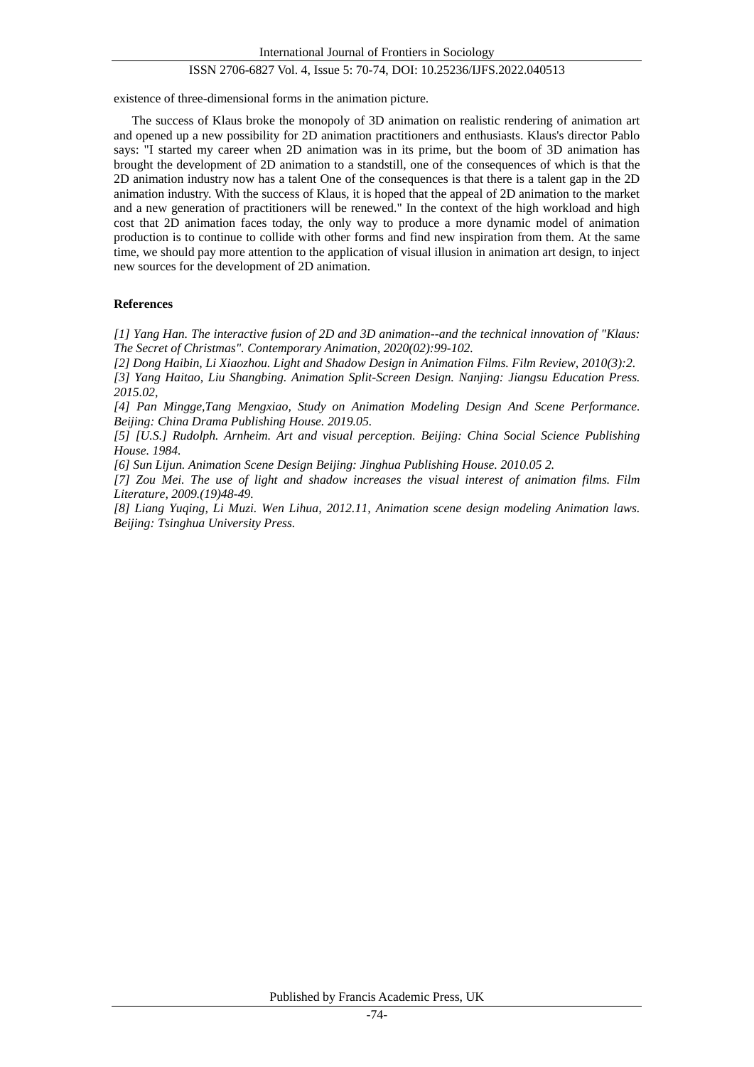existence of three-dimensional forms in the animation picture.

The success of Klaus broke the monopoly of 3D animation on realistic rendering of animation art and opened up a new possibility for 2D animation practitioners and enthusiasts. Klaus's director Pablo says: "I started my career when 2D animation was in its prime, but the boom of 3D animation has brought the development of 2D animation to a standstill, one of the consequences of which is that the 2D animation industry now has a talent One of the consequences is that there is a talent gap in the 2D animation industry. With the success of Klaus, it is hoped that the appeal of 2D animation to the market and a new generation of practitioners will be renewed." In the context of the high workload and high cost that 2D animation faces today, the only way to produce a more dynamic model of animation production is to continue to collide with other forms and find new inspiration from them. At the same time, we should pay more attention to the application of visual illusion in animation art design, to inject new sources for the development of 2D animation.

**References**

*[1] Yang Han. The interactive fusion of 2D and 3D animation--and the technical innovation of "Klaus: The Secret of Christmas". Contemporary Animation, 2020(02):99-102.*

*[2] Dong Haibin, Li Xiaozhou. Light and Shadow Design in Animation Films. Film Review, 2010(3):2.*

*[3] Yang Haitao, Liu Shangbing. Animation Split-Screen Design. Nanjing: Jiangsu Education Press. 2015.02,*

*[4] Pan Mingge,Tang Mengxiao, Study on Animation Modeling Design And Scene Performance. Beijing: China Drama Publishing House. 2019.05.*

*[5] [U.S.] Rudolph. Arnheim. Art and visual perception. Beijing: China Social Science Publishing House. 1984.*

*[6] Sun Lijun. Animation Scene Design Beijing: Jinghua Publishing House. 2010.05 2.*

*[7] Zou Mei. The use of light and shadow increases the visual interest of animation films. Film Literature, 2009.(19)48-49.*

*[8] Liang Yuqing, Li Muzi. Wen Lihua, 2012.11, Animation scene design modeling Animation laws. Beijing: Tsinghua University Press.*